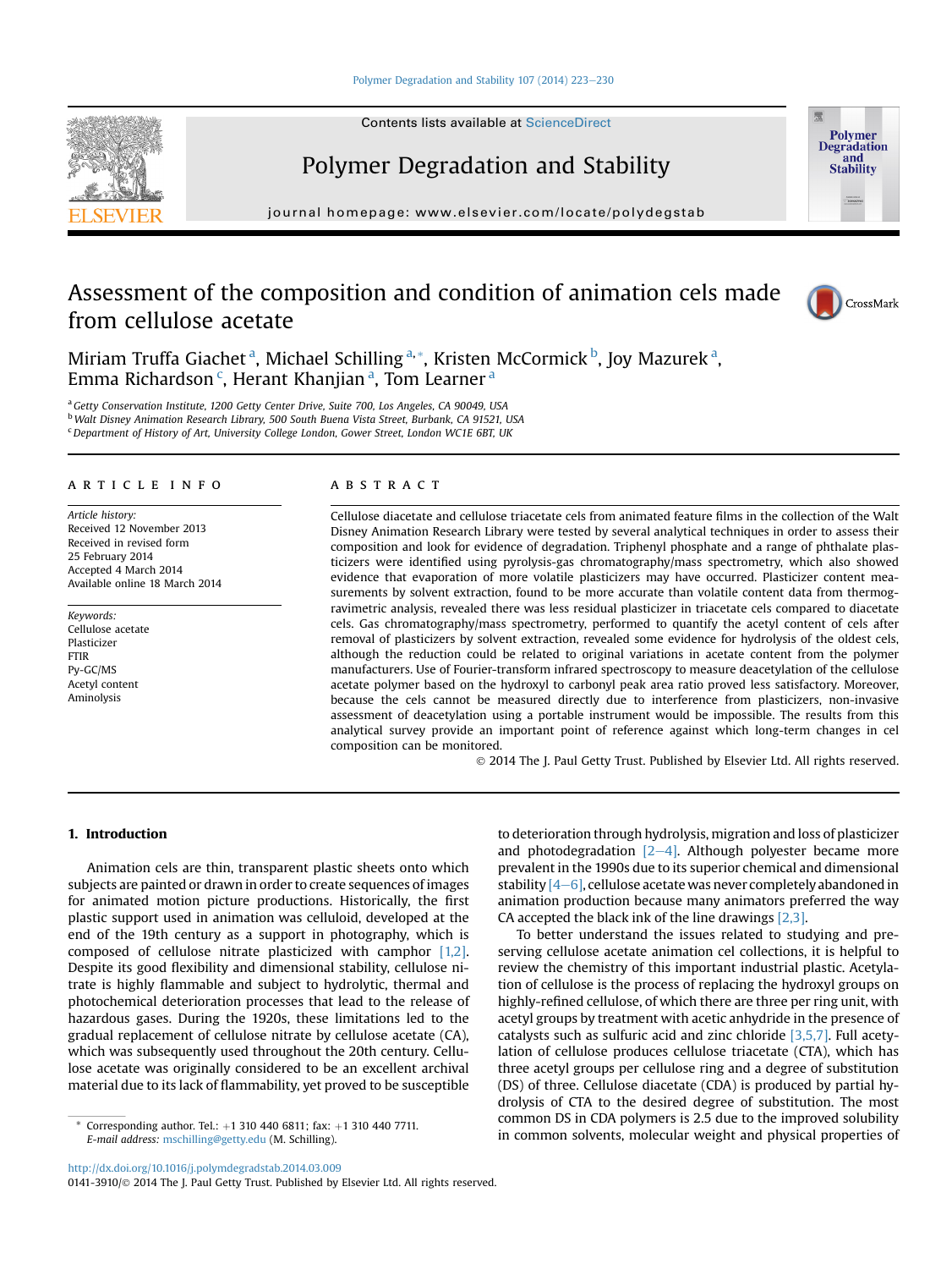# Assessment of the composition and condition of animation cels made from cellulose acetate

Miriam Truffa Giachet [a], Michael Schilling [a,*], Kristen McCormick [b], Joy Mazurek [a], Emma Richardson [c], Herant Khanjian [a], Tom Learner [a]

[a] Getty Conservation Institute, 1200 Getty Center Drive, Suite 700, Los Angeles, CA 90049, USA
[b] Walt Disney Animation Research Library, 500 South Buena Vista Street, Burbank, CA 91521, USA
[c] Department of History of Art, University College London, Gower Street, London WC1E 6BT, UK

## ARTICLE INFO

*Article history:*
Received 12 November 2013
Received in revised form
25 February 2014
Accepted 4 March 2014
Available online 18 March 2014

*Keywords:*
Cellulose acetate
Plasticizer
FTIR
Py-GC/MS
Acetyl content
Aminolysis

## ABSTRACT

Cellulose diacetate and cellulose triacetate cels from animated feature films in the collection of the Walt Disney Animation Research Library were tested by several analytical techniques in order to assess their composition and look for evidence of degradation. Triphenyl phosphate and a range of phthalate plasticizers were identified using pyrolysis-gas chromatography/mass spectrometry, which also showed evidence that evaporation of more volatile plasticizers may have occurred. Plasticizer content measurements by solvent extraction, found to be more accurate than volatile content data from thermogravimetric analysis, revealed there was less residual plasticizer in triacetate cels compared to diacetate cels. Gas chromatography/mass spectrometry, performed to quantify the acetyl content of cels after removal of plasticizers by solvent extraction, revealed some evidence for hydrolysis of the oldest cels, although the reduction could be related to original variations in acetate content from the polymer manufacturers. Use of Fourier-transform infrared spectroscopy to measure deacetylation of the cellulose acetate polymer based on the hydroxyl to carbonyl peak area ratio proved less satisfactory. Moreover, because the cels cannot be measured directly due to interference from plasticizers, non-invasive assessment of deacetylation using a portable instrument would be impossible. The results from this analytical survey provide an important point of reference against which long-term changes in cel composition can be monitored.

© 2014 The J. Paul Getty Trust. Published by Elsevier Ltd. All rights reserved.

## 1. Introduction

Animation cels are thin, transparent plastic sheets onto which subjects are painted or drawn in order to create sequences of images for animated motion picture productions. Historically, the first plastic support used in animation was celluloid, developed at the end of the 19th century as a support in photography, which is composed of cellulose nitrate plasticized with camphor [1,2]. Despite its good flexibility and dimensional stability, cellulose nitrate is highly flammable and subject to hydrolytic, thermal and photochemical deterioration processes that lead to the release of hazardous gases. During the 1920s, these limitations led to the gradual replacement of cellulose nitrate by cellulose acetate (CA), which was subsequently used throughout the 20th century. Cellulose acetate was originally considered to be an excellent archival material due to its lack of flammability, yet proved to be susceptible to deterioration through hydrolysis, migration and loss of plasticizer and photodegradation [2–4]. Although polyester became more prevalent in the 1990s due to its superior chemical and dimensional stability [4–6], cellulose acetate was never completely abandoned in animation production because many animators preferred the way CA accepted the black ink of the line drawings [2,3].

To better understand the issues related to studying and preserving cellulose acetate animation cel collections, it is helpful to review the chemistry of this important industrial plastic. Acetylation of cellulose is the process of replacing the hydroxyl groups on highly-refined cellulose, of which there are three per ring unit, with acetyl groups by treatment with acetic anhydride in the presence of catalysts such as sulfuric acid and zinc chloride [3,5,7]. Full acetylation of cellulose produces cellulose triacetate (CTA), which has three acetyl groups per cellulose ring and a degree of substitution (DS) of three. Cellulose diacetate (CDA) is produced by partial hydrolysis of CTA to the desired degree of substitution. The most common DS in CDA polymers is 2.5 due to the improved solubility in common solvents, molecular weight and physical properties of

* Corresponding author. Tel.: +1 310 440 6811; fax: +1 310 440 7711.
E-mail address: mschilling@getty.edu (M. Schilling).

http://dx.doi.org/10.1016/j.polymdegradstab.2014.03.009
0141-3910/© 2014 The J. Paul Getty Trust. Published by Elsevier Ltd. All rights reserved.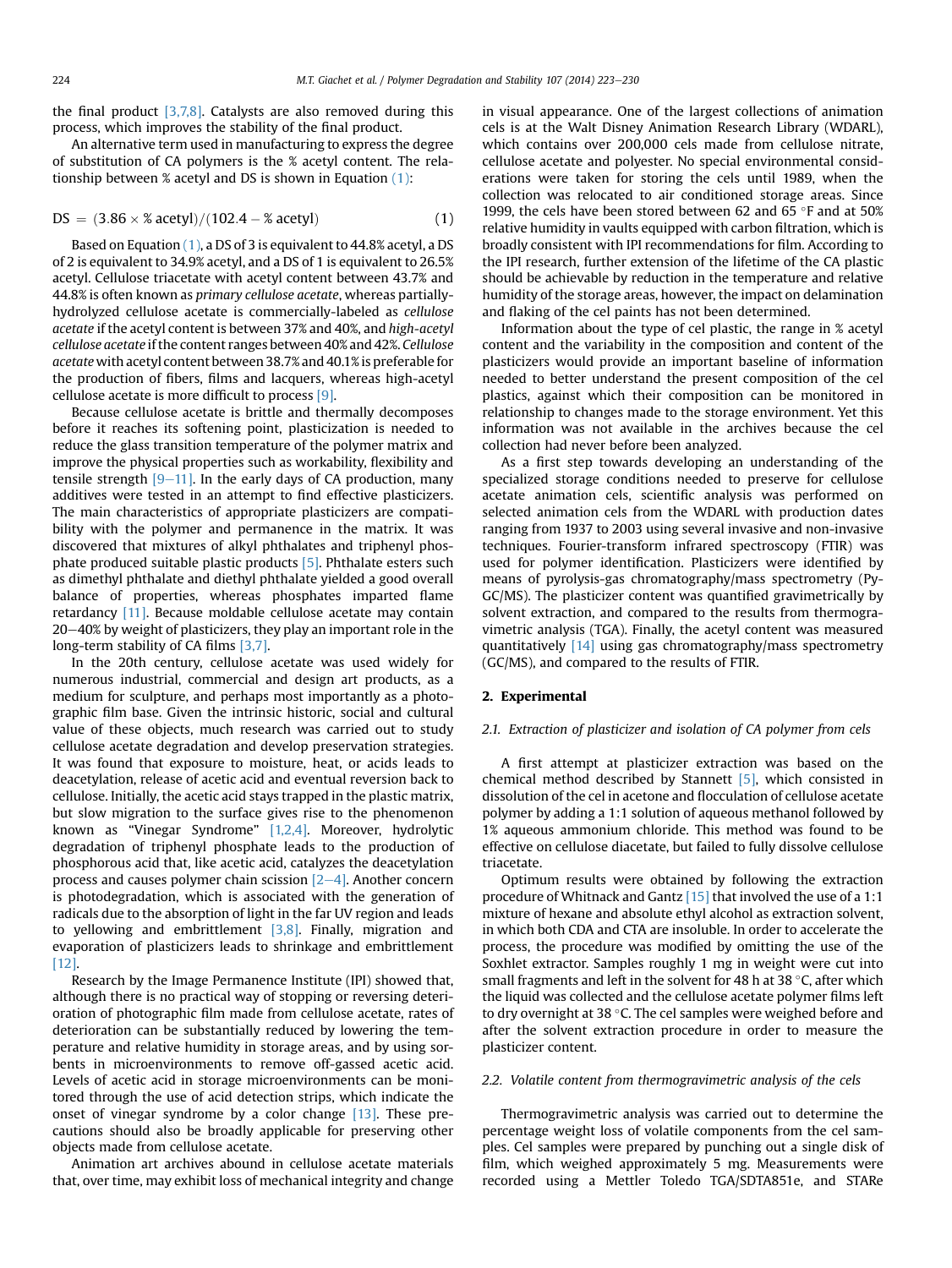the final product [3,7,8]. Catalysts are also removed during this process, which improves the stability of the final product.

An alternative term used in manufacturing to express the degree of substitution of CA polymers is the % acetyl content. The relationship between % acetyl and DS is shown in Equation (1):

$$DS = (3.86 \times \%\,\text{acetyl})/(102.4 - \%\,\text{acetyl}) \quad (1)$$

Based on Equation (1), a DS of 3 is equivalent to 44.8% acetyl, a DS of 2 is equivalent to 34.9% acetyl, and a DS of 1 is equivalent to 26.5% acetyl. Cellulose triacetate with acetyl content between 43.7% and 44.8% is often known as *primary cellulose acetate*, whereas partially-hydrolyzed cellulose acetate is commercially-labeled as *cellulose acetate* if the acetyl content is between 37% and 40%, and *high-acetyl cellulose acetate* if the content ranges between 40% and 42%. *Cellulose acetate* with acetyl content between 38.7% and 40.1% is preferable for the production of fibers, films and lacquers, whereas high-acetyl cellulose acetate is more difficult to process [9].

Because cellulose acetate is brittle and thermally decomposes before it reaches its softening point, plasticization is needed to reduce the glass transition temperature of the polymer matrix and improve the physical properties such as workability, flexibility and tensile strength [9–11]. In the early days of CA production, many additives were tested in an attempt to find effective plasticizers. The main characteristics of appropriate plasticizers are compatibility with the polymer and permanence in the matrix. It was discovered that mixtures of alkyl phthalates and triphenyl phosphate produced suitable plastic products [5]. Phthalate esters such as dimethyl phthalate and diethyl phthalate yielded a good overall balance of properties, whereas phosphates imparted flame retardancy [11]. Because moldable cellulose acetate may contain 20–40% by weight of plasticizers, they play an important role in the long-term stability of CA films [3,7].

In the 20th century, cellulose acetate was used widely for numerous industrial, commercial and design art products, as a medium for sculpture, and perhaps most importantly as a photographic film base. Given the intrinsic historic, social and cultural value of these objects, much research was carried out to study cellulose acetate degradation and develop preservation strategies. It was found that exposure to moisture, heat, or acids leads to deacetylation, release of acetic acid and eventual reversion back to cellulose. Initially, the acetic acid stays trapped in the plastic matrix, but slow migration to the surface gives rise to the phenomenon known as "Vinegar Syndrome" [1,2,4]. Moreover, hydrolytic degradation of triphenyl phosphate leads to the production of phosphorous acid that, like acetic acid, catalyzes the deacetylation process and causes polymer chain scission [2–4]. Another concern is photodegradation, which is associated with the generation of radicals due to the absorption of light in the far UV region and leads to yellowing and embrittlement [3,8]. Finally, migration and evaporation of plasticizers leads to shrinkage and embrittlement [12].

Research by the Image Permanence Institute (IPI) showed that, although there is no practical way of stopping or reversing deterioration of photographic film made from cellulose acetate, rates of deterioration can be substantially reduced by lowering the temperature and relative humidity in storage areas, and by using sorbents in microenvironments to remove off-gassed acetic acid. Levels of acetic acid in storage microenvironments can be monitored through the use of acid detection strips, which indicate the onset of vinegar syndrome by a color change [13]. These precautions should also be broadly applicable for preserving other objects made from cellulose acetate.

Animation art archives abound in cellulose acetate materials that, over time, may exhibit loss of mechanical integrity and change in visual appearance. One of the largest collections of animation cels is at the Walt Disney Animation Research Library (WDARL), which contains over 200,000 cels made from cellulose nitrate, cellulose acetate and polyester. No special environmental considerations were taken for storing the cels until 1989, when the collection was relocated to air conditioned storage areas. Since 1999, the cels have been stored between 62 and 65 °F and at 50% relative humidity in vaults equipped with carbon filtration, which is broadly consistent with IPI recommendations for film. According to the IPI research, further extension of the lifetime of the CA plastic should be achievable by reduction in the temperature and relative humidity of the storage areas, however, the impact on delamination and flaking of the cel paints has not been determined.

Information about the type of cel plastic, the range in % acetyl content and the variability in the composition and content of the plasticizers would provide an important baseline of information needed to better understand the present composition of the cel plastics, against which their composition can be monitored in relationship to changes made to the storage environment. Yet this information was not available in the archives because the cel collection had never before been analyzed.

As a first step towards developing an understanding of the specialized storage conditions needed to preserve for cellulose acetate animation cels, scientific analysis was performed on selected animation cels from the WDARL with production dates ranging from 1937 to 2003 using several invasive and non-invasive techniques. Fourier-transform infrared spectroscopy (FTIR) was used for polymer identification. Plasticizers were identified by means of pyrolysis-gas chromatography/mass spectrometry (Py-GC/MS). The plasticizer content was quantified gravimetrically by solvent extraction, and compared to the results from thermogravimetric analysis (TGA). Finally, the acetyl content was measured quantitatively [14] using gas chromatography/mass spectrometry (GC/MS), and compared to the results of FTIR.

## 2. Experimental

### 2.1. Extraction of plasticizer and isolation of CA polymer from cels

A first attempt at plasticizer extraction was based on the chemical method described by Stannett [5], which consisted in dissolution of the cel in acetone and flocculation of cellulose acetate polymer by adding a 1:1 solution of aqueous methanol followed by 1% aqueous ammonium chloride. This method was found to be effective on cellulose diacetate, but failed to fully dissolve cellulose triacetate.

Optimum results were obtained by following the extraction procedure of Whitnack and Gantz [15] that involved the use of a 1:1 mixture of hexane and absolute ethyl alcohol as extraction solvent, in which both CDA and CTA are insoluble. In order to accelerate the process, the procedure was modified by omitting the use of the Soxhlet extractor. Samples roughly 1 mg in weight were cut into small fragments and left in the solvent for 48 h at 38 °C, after which the liquid was collected and the cellulose acetate polymer films left to dry overnight at 38 °C. The cel samples were weighed before and after the solvent extraction procedure in order to measure the plasticizer content.

### 2.2. Volatile content from thermogravimetric analysis of the cels

Thermogravimetric analysis was carried out to determine the percentage weight loss of volatile components from the cel samples. Cel samples were prepared by punching out a single disk of film, which weighed approximately 5 mg. Measurements were recorded using a Mettler Toledo TGA/SDTA851e, and STARe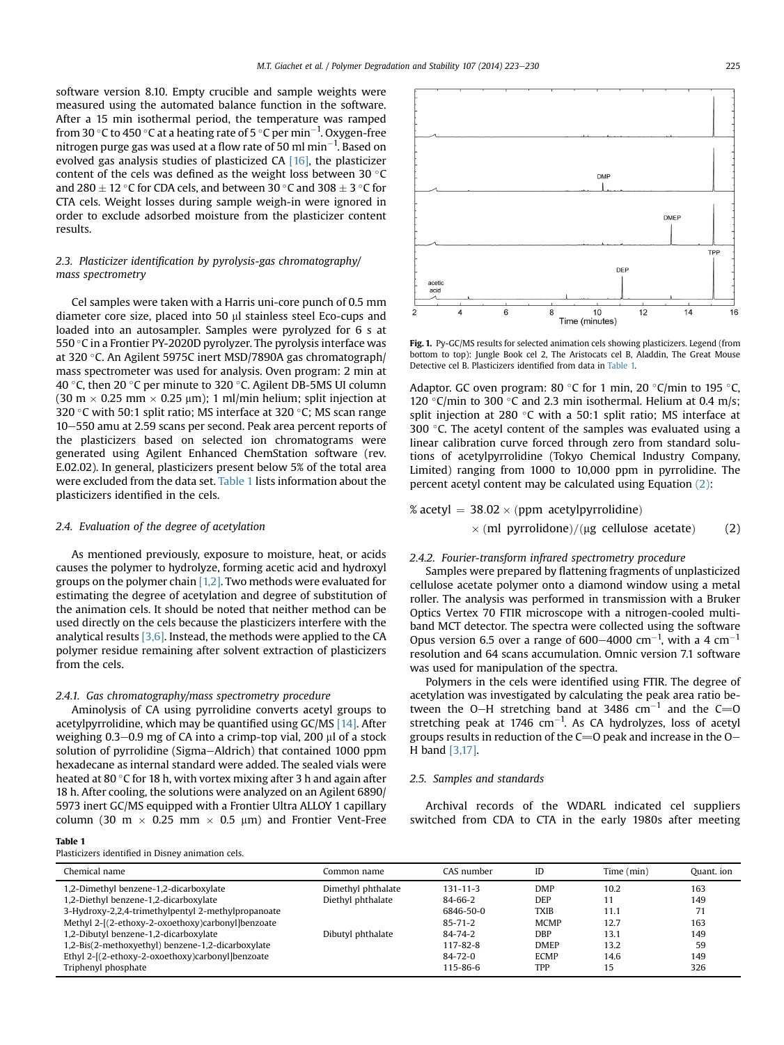software version 8.10. Empty crucible and sample weights were measured using the automated balance function in the software. After a 15 min isothermal period, the temperature was ramped from 30 °C to 450 °C at a heating rate of 5 °C per $min^{-1}$. Oxygen-free nitrogen purge gas was used at a flow rate of 50 ml $min^{-1}$. Based on evolved gas analysis studies of plasticized CA [16], the plasticizer content of the cels was defined as the weight loss between 30 °C and 280 ± 12 °C for CDA cels, and between 30 °C and 308 ± 3 °C for CTA cels. Weight losses during sample weigh-in were ignored in order to exclude adsorbed moisture from the plasticizer content results.

### 2.3. Plasticizer identification by pyrolysis-gas chromatography/mass spectrometry

Cel samples were taken with a Harris uni-core punch of 0.5 mm diameter core size, placed into 50 μl stainless steel Eco-cups and loaded into an autosampler. Samples were pyrolyzed for 6 s at 550 °C in a Frontier PY-2020D pyrolyzer. The pyrolysis interface was at 320 °C. An Agilent 5975C inert MSD/7890A gas chromatograph/mass spectrometer was used for analysis. Oven program: 2 min at 40 °C, then 20 °C per minute to 320 °C. Agilent DB-5MS UI column (30 m × 0.25 mm × 0.25 μm); 1 ml/min helium; split injection at 320 °C with 50:1 split ratio; MS interface at 320 °C; MS scan range 10–550 amu at 2.59 scans per second. Peak area percent reports of the plasticizers based on selected ion chromatograms were generated using Agilent Enhanced ChemStation software (rev. E.02.02). In general, plasticizers present below 5% of the total area were excluded from the data set. Table 1 lists information about the plasticizers identified in the cels.

**Fig. 1.** Py-GC/MS results for selected animation cels showing plasticizers. Legend (from bottom to top): Jungle Book cel 2, The Aristocats cel B, Aladdin, The Great Mouse Detective cel B. Plasticizers identified from data in Table 1.

### 2.4. Evaluation of the degree of acetylation

As mentioned previously, exposure to moisture, heat, or acids causes the polymer to hydrolyze, forming acetic acid and hydroxyl groups on the polymer chain [1,2]. Two methods were evaluated for estimating the degree of acetylation and degree of substitution of the animation cels. It should be noted that neither method can be used directly on the cels because the plasticizers interfere with the analytical results [3,6]. Instead, the methods were applied to the CA polymer residue remaining after solvent extraction of plasticizers from the cels.

#### 2.4.1. Gas chromatography/mass spectrometry procedure

Aminolysis of CA using pyrrolidine converts acetyl groups to acetylpyrrolidine, which may be quantified using GC/MS [14]. After weighing 0.3–0.9 mg of CA into a crimp-top vial, 200 μl of a stock solution of pyrrolidine (Sigma–Aldrich) that contained 1000 ppm hexadecane as internal standard were added. The sealed vials were heated at 80 °C for 18 h, with vortex mixing after 3 h and again after 18 h. After cooling, the solutions were analyzed on an Agilent 6890/5973 inert GC/MS equipped with a Frontier Ultra ALLOY 1 capillary column (30 m × 0.25 mm × 0.5 μm) and Frontier Vent-Free Adaptor. GC oven program: 80 °C for 1 min, 20 °C/min to 195 °C, 120 °C/min to 300 °C and 2.3 min isothermal. Helium at 0.4 m/s; split injection at 280 °C with a 50:1 split ratio; MS interface at 300 °C. The acetyl content of the samples was evaluated using a linear calibration curve forced through zero from standard solutions of acetylpyrrolidine (Tokyo Chemical Industry Company, Limited) ranging from 1000 to 10,000 ppm in pyrrolidine. The percent acetyl content may be calculated using Equation (2):

$$\% \text{ acetyl} = 38.02 \times (\text{ppm acetylpyrrolidine}) \times (\text{ml pyrrolidone})/(\mu\text{g cellulose acetate}) \qquad (2)$$

#### 2.4.2. Fourier-transform infrared spectrometry procedure

Samples were prepared by flattening fragments of unplasticized cellulose acetate polymer onto a diamond window using a metal roller. The analysis was performed in transmission with a Bruker Optics Vertex 70 FTIR microscope with a nitrogen-cooled multi-band MCT detector. The spectra were collected using the software Opus version 6.5 over a range of 600–4000 $cm^{-1}$, with a 4 $cm^{-1}$ resolution and 64 scans accumulation. Omnic version 7.1 software was used for manipulation of the spectra.

Polymers in the cels were identified using FTIR. The degree of acetylation was investigated by calculating the peak area ratio between the O–H stretching band at 3486 $cm^{-1}$ and the C=O stretching peak at 1746 $cm^{-1}$. As CA hydrolyzes, loss of acetyl groups results in reduction of the C=O peak and increase in the O–H band [3,17].

### 2.5. Samples and standards

Archival records of the WDARL indicated cel suppliers switched from CDA to CTA in the early 1980s after meeting

**Table 1**
Plasticizers identified in Disney animation cels.

| Chemical name | Common name | CAS number | ID | Time (min) | Quant. ion |
|---|---|---|---|---|---|
| 1,2-Dimethyl benzene-1,2-dicarboxylate | Dimethyl phthalate | 131-11-3 | DMP | 10.2 | 163 |
| 1,2-Diethyl benzene-1,2-dicarboxylate | Diethyl phthalate | 84-66-2 | DEP | 11 | 149 |
| 3-Hydroxy-2,2,4-trimethylpentyl 2-methylpropanoate | | 6846-50-0 | TXIB | 11.1 | 71 |
| Methyl 2-[(2-ethoxy-2-oxoethoxy)carbonyl]benzoate | | 85-71-2 | MCMP | 12.7 | 163 |
| 1,2-Dibutyl benzene-1,2-dicarboxylate | Dibutyl phthalate | 84-74-2 | DBP | 13.1 | 149 |
| 1,2-Bis(2-methoxyethyl) benzene-1,2-dicarboxylate | | 117-82-8 | DMEP | 13.2 | 59 |
| Ethyl 2-[(2-ethoxy-2-oxoethoxy)carbonyl]benzoate | | 84-72-0 | ECMP | 14.6 | 149 |
| Triphenyl phosphate | | 115-86-6 | TPP | 15 | 326 |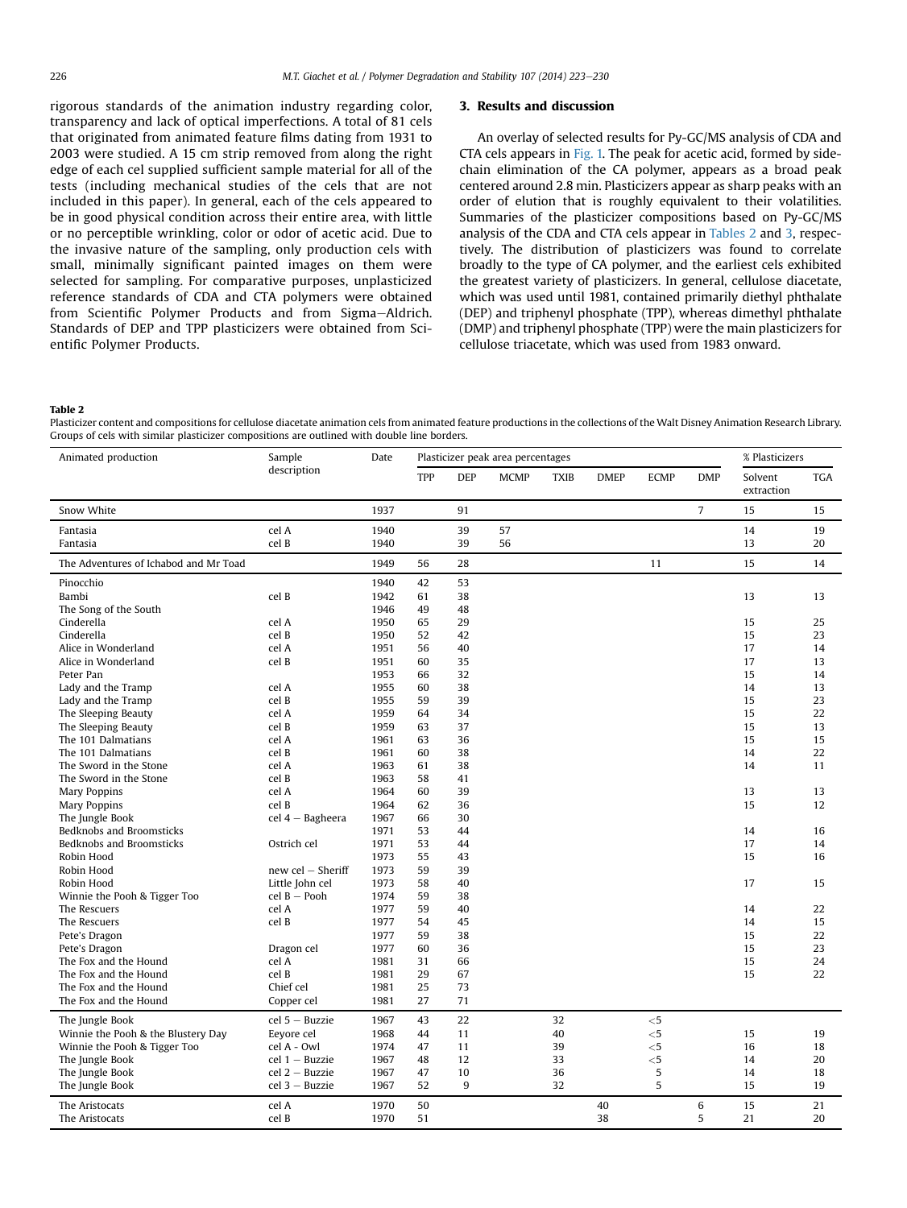rigorous standards of the animation industry regarding color, transparency and lack of optical imperfections. A total of 81 cels that originated from animated feature films dating from 1931 to 2003 were studied. A 15 cm strip removed from along the right edge of each cel supplied sufficient sample material for all of the tests (including mechanical studies of the cels that are not included in this paper). In general, each of the cels appeared to be in good physical condition across their entire area, with little or no perceptible wrinkling, color or odor of acetic acid. Due to the invasive nature of the sampling, only production cels with small, minimally significant painted images on them were selected for sampling. For comparative purposes, unplasticized reference standards of CDA and CTA polymers were obtained from Scientific Polymer Products and from Sigma–Aldrich. Standards of DEP and TPP plasticizers were obtained from Scientific Polymer Products.

## 3. Results and discussion

An overlay of selected results for Py-GC/MS analysis of CDA and CTA cels appears in Fig. 1. The peak for acetic acid, formed by side-chain elimination of the CA polymer, appears as a broad peak centered around 2.8 min. Plasticizers appear as sharp peaks with an order of elution that is roughly equivalent to their volatilities. Summaries of the plasticizer compositions based on Py-GC/MS analysis of the CDA and CTA cels appear in Tables 2 and 3, respectively. The distribution of plasticizers was found to correlate broadly to the type of CA polymer, and the earliest cels exhibited the greatest variety of plasticizers. In general, cellulose diacetate, which was used until 1981, contained primarily diethyl phthalate (DEP) and triphenyl phosphate (TPP), whereas dimethyl phthalate (DMP) and triphenyl phosphate (TPP) were the main plasticizers for cellulose triacetate, which was used from 1983 onward.

**Table 2**
Plasticizer content and compositions for cellulose diacetate animation cels from animated feature productions in the collections of the Walt Disney Animation Research Library. Groups of cels with similar plasticizer compositions are outlined with double line borders.

| Animated production | Sample description | Date | Plasticizer peak area percentages | | | | | | | % Plasticizers | |
|---|---|---|---|---|---|---|---|---|---|---|---|
| | | | TPP | DEP | MCMP | TXIB | DMEP | ECMP | DMP | Solvent extraction | TGA |
| Snow White | | 1937 | | 91 | | | | | 7 | 15 | 15 |
| Fantasia | cel A | 1940 | | 39 | 57 | | | | | 14 | 19 |
| Fantasia | cel B | 1940 | | 39 | 56 | | | | | 13 | 20 |
| The Adventures of Ichabod and Mr Toad | | 1949 | 56 | 28 | | | | 11 | | 15 | 14 |
| Pinocchio | | 1940 | 42 | 53 | | | | | | | |
| Bambi | cel B | 1942 | 61 | 38 | | | | | | 13 | 13 |
| The Song of the South | | 1946 | 49 | 48 | | | | | | | |
| Cinderella | cel A | 1950 | 65 | 29 | | | | | | 15 | 25 |
| Cinderella | cel B | 1950 | 52 | 42 | | | | | | 15 | 23 |
| Alice in Wonderland | cel A | 1951 | 56 | 40 | | | | | | 17 | 14 |
| Alice in Wonderland | cel B | 1951 | 60 | 35 | | | | | | 17 | 13 |
| Peter Pan | | 1953 | 66 | 32 | | | | | | 15 | 14 |
| Lady and the Tramp | cel A | 1955 | 60 | 38 | | | | | | 14 | 13 |
| Lady and the Tramp | cel B | 1955 | 59 | 39 | | | | | | 15 | 23 |
| The Sleeping Beauty | cel A | 1959 | 64 | 34 | | | | | | 15 | 22 |
| The Sleeping Beauty | cel B | 1959 | 63 | 37 | | | | | | 15 | 13 |
| The 101 Dalmatians | cel A | 1961 | 63 | 36 | | | | | | 15 | 15 |
| The 101 Dalmatians | cel B | 1961 | 60 | 38 | | | | | | 14 | 22 |
| The Sword in the Stone | cel A | 1963 | 61 | 38 | | | | | | 14 | 11 |
| The Sword in the Stone | cel B | 1963 | 58 | 41 | | | | | | | |
| Mary Poppins | cel A | 1964 | 60 | 39 | | | | | | 13 | 13 |
| Mary Poppins | cel B | 1964 | 62 | 36 | | | | | | 15 | 12 |
| The Jungle Book | cel 4 – Bagheera | 1967 | 66 | 30 | | | | | | | |
| Bedknobs and Broomsticks | | 1971 | 53 | 44 | | | | | | 14 | 16 |
| Bedknobs and Broomsticks | Ostrich cel | 1971 | 53 | 44 | | | | | | 17 | 14 |
| Robin Hood | | 1973 | 55 | 43 | | | | | | 15 | 16 |
| Robin Hood | new cel – Sheriff | 1973 | 59 | 39 | | | | | | | |
| Robin Hood | Little John cel | 1973 | 58 | 40 | | | | | | 17 | 15 |
| Winnie the Pooh & Tigger Too | cel B – Pooh | 1974 | 59 | 38 | | | | | | | |
| The Rescuers | cel A | 1977 | 59 | 40 | | | | | | 14 | 22 |
| The Rescuers | cel B | 1977 | 54 | 45 | | | | | | 14 | 15 |
| Pete's Dragon | | 1977 | 59 | 38 | | | | | | 15 | 22 |
| Pete's Dragon | Dragon cel | 1977 | 60 | 36 | | | | | | 15 | 23 |
| The Fox and the Hound | cel A | 1981 | 31 | 66 | | | | | | 15 | 24 |
| The Fox and the Hound | cel B | 1981 | 29 | 67 | | | | | | 15 | 22 |
| The Fox and the Hound | Chief cel | 1981 | 25 | 73 | | | | | | | |
| The Fox and the Hound | Copper cel | 1981 | 27 | 71 | | | | | | | |
| The Jungle Book | cel 5 – Buzzie | 1967 | 43 | 22 | | 32 | | <5 | | | |
| Winnie the Pooh & the Blustery Day | Eeyore cel | 1968 | 44 | 11 | | 40 | | <5 | | 15 | 19 |
| Winnie the Pooh & Tigger Too | cel A - Owl | 1974 | 47 | 11 | | 39 | | <5 | | 16 | 18 |
| The Jungle Book | cel 1 – Buzzie | 1967 | 48 | 12 | | 33 | | <5 | | 14 | 20 |
| The Jungle Book | cel 2 – Buzzie | 1967 | 47 | 10 | | 36 | | 5 | | 14 | 18 |
| The Jungle Book | cel 3 – Buzzie | 1967 | 52 | 9 | | 32 | | 5 | | 15 | 19 |
| The Aristocats | cel A | 1970 | 50 | | | | 40 | | 6 | 15 | 21 |
| The Aristocats | cel B | 1970 | 51 | | | | 38 | | 5 | 21 | 20 |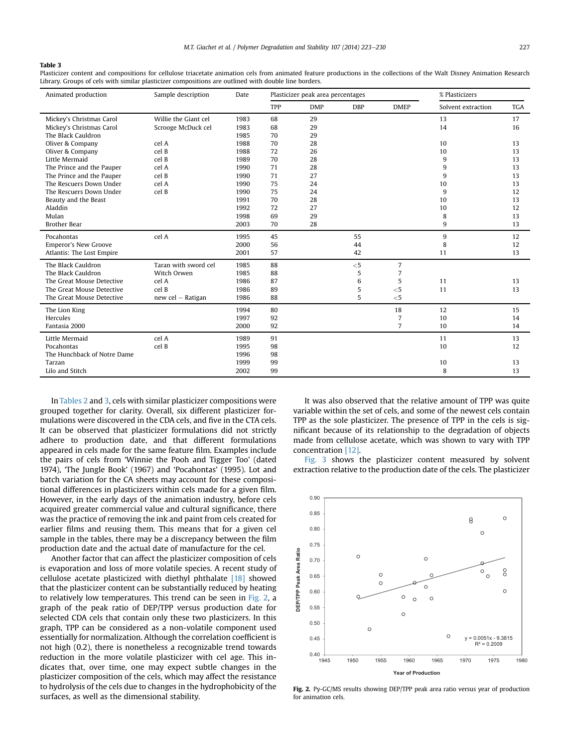**Table 3**
Plasticizer content and compositions for cellulose triacetate animation cels from animated feature productions in the collections of the Walt Disney Animation Research Library. Groups of cels with similar plasticizer compositions are outlined with double line borders.

| Animated production | Sample description | Date | Plasticizer peak area percentages | | | | % Plasticizers | |
|---|---|---|---|---|---|---|---|---|
| | | | TPP | DMP | DBP | DMEP | Solvent extraction | TGA |
| Mickey's Christmas Carol | Willie the Giant cel | 1983 | 68 | 29 | | | 13 | 17 |
| Mickey's Christmas Carol | Scrooge McDuck cel | 1983 | 68 | 29 | | | 14 | 16 |
| The Black Cauldron | | 1985 | 70 | 29 | | | | |
| Oliver & Company | cel A | 1988 | 70 | 28 | | | 10 | 13 |
| Oliver & Company | cel B | 1988 | 72 | 26 | | | 10 | 13 |
| Little Mermaid | | 1989 | 70 | 28 | | | 9 | 13 |
| The Prince and the Pauper | cel A | 1990 | 71 | 28 | | | 9 | 13 |
| The Prince and the Pauper | cel B | 1990 | 71 | 27 | | | 9 | 13 |
| The Rescuers Down Under | cel A | 1990 | 75 | 24 | | | 10 | 13 |
| The Rescuers Down Under | cel B | 1990 | 75 | 24 | | | 9 | 12 |
| Beauty and the Beast | | 1991 | 70 | 28 | | | 10 | 13 |
| Aladdin | | 1992 | 72 | 27 | | | 10 | 12 |
| Mulan | | 1998 | 69 | 29 | | | 8 | 13 |
| Brother Bear | | 2003 | 70 | 28 | | | 9 | 13 |
| Pocahontas | cel A | 1995 | 45 | | 55 | | 9 | 12 |
| Emperor's New Groove | | 2000 | 56 | | 44 | | 8 | 12 |
| Atlantis: The Lost Empire | | 2001 | 57 | | 42 | | 11 | 13 |
| The Black Cauldron | Taran with sword cel | 1985 | 88 | | <5 | 7 | | |
| The Black Cauldron | Witch Orwen | 1985 | 88 | | 5 | 7 | | |
| The Great Mouse Detective | cel A | 1986 | 87 | | 6 | 5 | 11 | 13 |
| The Great Mouse Detective | cel B | 1986 | 89 | | 5 | <5 | 11 | 13 |
| The Great Mouse Detective | new cel – Ratigan | 1986 | 88 | | 5 | <5 | | |
| The Lion King | | 1994 | 80 | | | 18 | 12 | 15 |
| Hercules | | 1997 | 92 | | | 7 | 10 | 14 |
| Fantasia 2000 | | 2000 | 92 | | | 7 | 10 | 14 |
| Little Mermaid | cel A | 1989 | 91 | | | | 11 | 13 |
| Pocahontas | cel B | 1995 | 98 | | | | 10 | 12 |
| The Hunchback of Notre Dame | | 1996 | 98 | | | | | |
| Tarzan | | 1999 | 99 | | | | 10 | 13 |
| Lilo and Stitch | | 2002 | 99 | | | | 8 | 13 |

In Tables 2 and 3, cels with similar plasticizer compositions were grouped together for clarity. Overall, six different plasticizer formulations were discovered in the CDA cels, and five in the CTA cels. It can be observed that plasticizer formulations did not strictly adhere to production date, and that different formulations appeared in cels made for the same feature film. Examples include the pairs of cels from 'Winnie the Pooh and Tigger Too' (dated 1974), 'The Jungle Book' (1967) and 'Pocahontas' (1995). Lot and batch variation for the CA sheets may account for these compositional differences in plasticizers within cels made for a given film. However, in the early days of the animation industry, before cels acquired greater commercial value and cultural significance, there was the practice of removing the ink and paint from cels created for earlier films and reusing them. This means that for a given cel sample in the tables, there may be a discrepancy between the film production date and the actual date of manufacture for the cel.

Another factor that can affect the plasticizer composition of cels is evaporation and loss of more volatile species. A recent study of cellulose acetate plasticized with diethyl phthalate [18] showed that the plasticizer content can be substantially reduced by heating to relatively low temperatures. This trend can be seen in Fig. 2, a graph of the peak ratio of DEP/TPP versus production date for selected CDA cels that contain only these two plasticizers. In this graph, TPP can be considered as a non-volatile component used essentially for normalization. Although the correlation coefficient is not high (0.2), there is nonetheless a recognizable trend towards reduction in the more volatile plasticizer with cel age. This indicates that, over time, one may expect subtle changes in the plasticizer composition of the cels, which may affect the resistance to hydrolysis of the cels due to changes in the hydrophobicity of the surfaces, as well as the dimensional stability.

It was also observed that the relative amount of TPP was quite variable within the set of cels, and some of the newest cels contain TPP as the sole plasticizer. The presence of TPP in the cels is significant because of its relationship to the degradation of objects made from cellulose acetate, which was shown to vary with TPP concentration [12].

Fig. 3 shows the plasticizer content measured by solvent extraction relative to the production date of the cels. The plasticizer

**Fig. 2.** Py-GC/MS results showing DEP/TPP peak area ratio versus year of production for animation cels.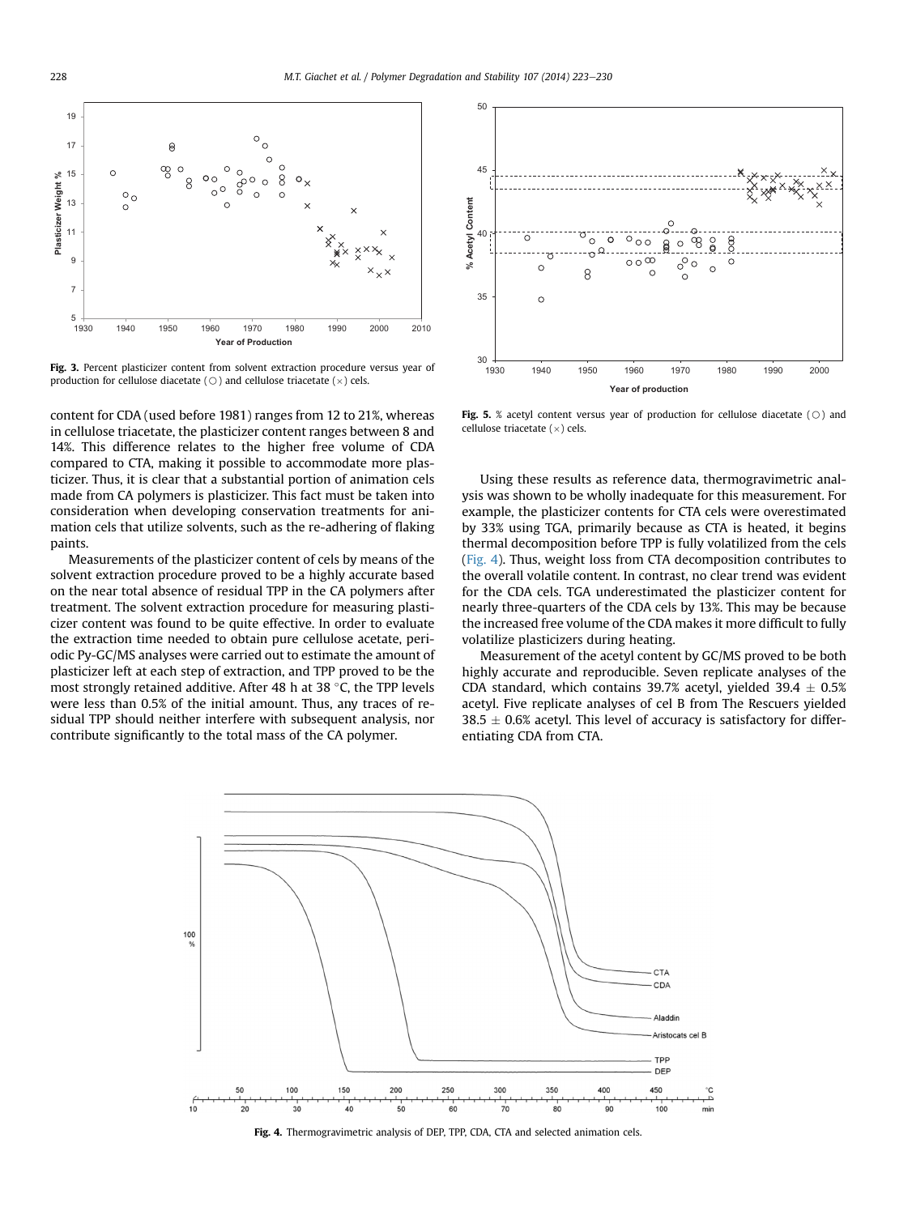Fig. 3. Percent plasticizer content from solvent extraction procedure versus year of production for cellulose diacetate (○) and cellulose triacetate (×) cels.

content for CDA (used before 1981) ranges from 12 to 21%, whereas in cellulose triacetate, the plasticizer content ranges between 8 and 14%. This difference relates to the higher free volume of CDA compared to CTA, making it possible to accommodate more plasticizer. Thus, it is clear that a substantial portion of animation cels made from CA polymers is plasticizer. This fact must be taken into consideration when developing conservation treatments for animation cels that utilize solvents, such as the re-adhering of flaking paints.

Measurements of the plasticizer content of cels by means of the solvent extraction procedure proved to be a highly accurate based on the near total absence of residual TPP in the CA polymers after treatment. The solvent extraction procedure for measuring plasticizer content was found to be quite effective. In order to evaluate the extraction time needed to obtain pure cellulose acetate, periodic Py-GC/MS analyses were carried out to estimate the amount of plasticizer left at each step of extraction, and TPP proved to be the most strongly retained additive. After 48 h at 38 °C, the TPP levels were less than 0.5% of the initial amount. Thus, any traces of residual TPP should neither interfere with subsequent analysis, nor contribute significantly to the total mass of the CA polymer.

Fig. 5. % acetyl content versus year of production for cellulose diacetate (○) and cellulose triacetate (×) cels.

Using these results as reference data, thermogravimetric analysis was shown to be wholly inadequate for this measurement. For example, the plasticizer contents for CTA cels were overestimated by 33% using TGA, primarily because as CTA is heated, it begins thermal decomposition before TPP is fully volatilized from the cels (Fig. 4). Thus, weight loss from CTA decomposition contributes to the overall volatile content. In contrast, no clear trend was evident for the CDA cels. TGA underestimated the plasticizer content for nearly three-quarters of the CDA cels by 13%. This may be because the increased free volume of the CDA makes it more difficult to fully volatilize plasticizers during heating.

Measurement of the acetyl content by GC/MS proved to be both highly accurate and reproducible. Seven replicate analyses of the CDA standard, which contains 39.7% acetyl, yielded 39.4 ± 0.5% acetyl. Five replicate analyses of cel B from The Rescuers yielded 38.5 ± 0.6% acetyl. This level of accuracy is satisfactory for differentiating CDA from CTA.

Fig. 4. Thermogravimetric analysis of DEP, TPP, CDA, CTA and selected animation cels.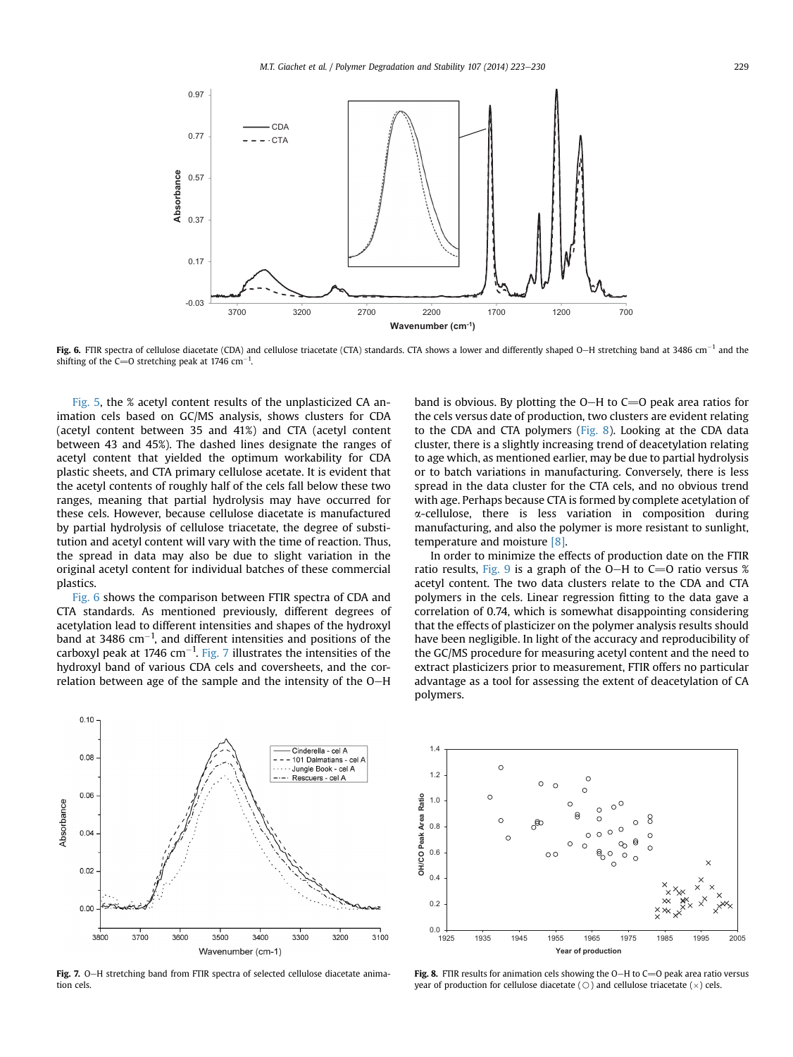**Fig. 6.** FTIR spectra of cellulose diacetate (CDA) and cellulose triacetate (CTA) standards. CTA shows a lower and differently shaped O–H stretching band at 3486 cm$^{-1}$ and the shifting of the C=O stretching peak at 1746 cm$^{-1}$.

Fig. 5, the % acetyl content results of the unplasticized CA animation cels based on GC/MS analysis, shows clusters for CDA (acetyl content between 35 and 41%) and CTA (acetyl content between 43 and 45%). The dashed lines designate the ranges of acetyl content that yielded the optimum workability for CDA plastic sheets, and CTA primary cellulose acetate. It is evident that the acetyl contents of roughly half of the cels fall below these two ranges, meaning that partial hydrolysis may have occurred for these cels. However, because cellulose diacetate is manufactured by partial hydrolysis of cellulose triacetate, the degree of substitution and acetyl content will vary with the time of reaction. Thus, the spread in data may also be due to slight variation in the original acetyl content for individual batches of these commercial plastics.

Fig. 6 shows the comparison between FTIR spectra of CDA and CTA standards. As mentioned previously, different degrees of acetylation lead to different intensities and shapes of the hydroxyl band at 3486 cm$^{-1}$, and different intensities and positions of the carboxyl peak at 1746 cm$^{-1}$. Fig. 7 illustrates the intensities of the hydroxyl band of various CDA cels and coversheets, and the correlation between age of the sample and the intensity of the O–H band is obvious. By plotting the O–H to C=O peak area ratios for the cels versus date of production, two clusters are evident relating to the CDA and CTA polymers (Fig. 8). Looking at the CDA data cluster, there is a slightly increasing trend of deacetylation relating to age which, as mentioned earlier, may be due to partial hydrolysis or to batch variations in manufacturing. Conversely, there is less spread in the data cluster for the CTA cels, and no obvious trend with age. Perhaps because CTA is formed by complete acetylation of α-cellulose, there is less variation in composition during manufacturing, and also the polymer is more resistant to sunlight, temperature and moisture [8].

In order to minimize the effects of production date on the FTIR ratio results, Fig. 9 is a graph of the O–H to C=O ratio versus % acetyl content. The two data clusters relate to the CDA and CTA polymers in the cels. Linear regression fitting to the data gave a correlation of 0.74, which is somewhat disappointing considering that the effects of plasticizer on the polymer analysis results should have been negligible. In light of the accuracy and reproducibility of the GC/MS procedure for measuring acetyl content and the need to extract plasticizers prior to measurement, FTIR offers no particular advantage as a tool for assessing the extent of deacetylation of CA polymers.

**Fig. 7.** O–H stretching band from FTIR spectra of selected cellulose diacetate animation cels.

**Fig. 8.** FTIR results for animation cels showing the O–H to C=O peak area ratio versus year of production for cellulose diacetate (○) and cellulose triacetate (×) cels.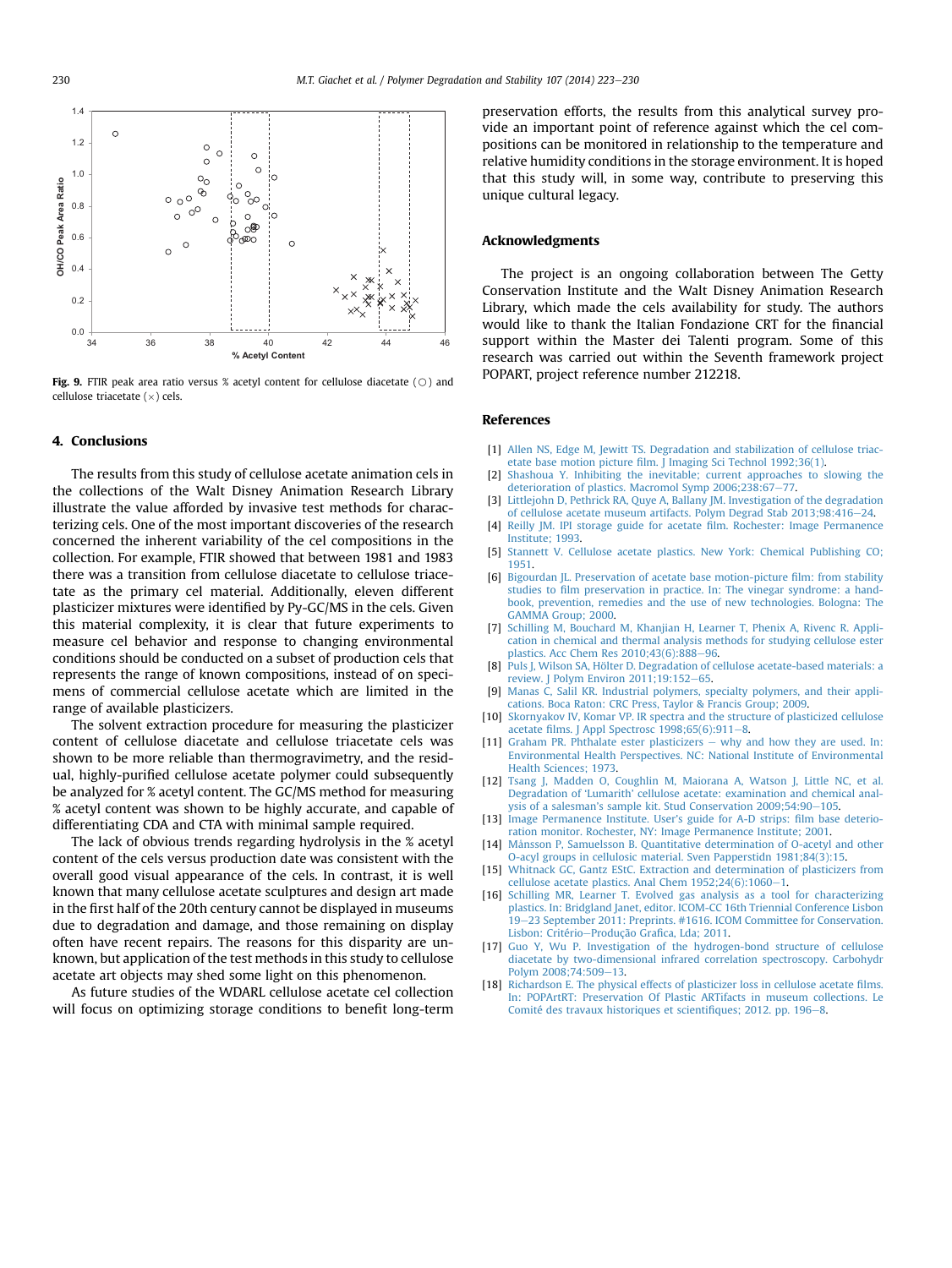1.4

1.2

1.0

0.8

0.6

0.4

0.2

0.0

34 36 38 40 42 44 46

OH/CO Peak Area Ratio

% Acetyl Content

**Fig. 9.** FTIR peak area ratio versus % acetyl content for cellulose diacetate (○) and cellulose triacetate (×) cels.

## 4. Conclusions

The results from this study of cellulose acetate animation cels in the collections of the Walt Disney Animation Research Library illustrate the value afforded by invasive test methods for characterizing cels. One of the most important discoveries of the research concerned the inherent variability of the cel compositions in the collection. For example, FTIR showed that between 1981 and 1983 there was a transition from cellulose diacetate to cellulose triacetate as the primary cel material. Additionally, eleven different plasticizer mixtures were identified by Py-GC/MS in the cels. Given this material complexity, it is clear that future experiments to measure cel behavior and response to changing environmental conditions should be conducted on a subset of production cels that represents the range of known compositions, instead of on specimens of commercial cellulose acetate which are limited in the range of available plasticizers.

The solvent extraction procedure for measuring the plasticizer content of cellulose diacetate and cellulose triacetate cels was shown to be more reliable than thermogravimetry, and the residual, highly-purified cellulose acetate polymer could subsequently be analyzed for % acetyl content. The GC/MS method for measuring % acetyl content was shown to be highly accurate, and capable of differentiating CDA and CTA with minimal sample required.

The lack of obvious trends regarding hydrolysis in the % acetyl content of the cels versus production date was consistent with the overall good visual appearance of the cels. In contrast, it is well known that many cellulose acetate sculptures and design art made in the first half of the 20th century cannot be displayed in museums due to degradation and damage, and those remaining on display often have recent repairs. The reasons for this disparity are unknown, but application of the test methods in this study to cellulose acetate art objects may shed some light on this phenomenon.

As future studies of the WDARL cellulose acetate cel collection will focus on optimizing storage conditions to benefit long-term preservation efforts, the results from this analytical survey provide an important point of reference against which the cel compositions can be monitored in relationship to the temperature and relative humidity conditions in the storage environment. It is hoped that this study will, in some way, contribute to preserving this unique cultural legacy.

## Acknowledgments

The project is an ongoing collaboration between The Getty Conservation Institute and the Walt Disney Animation Research Library, which made the cels availability for study. The authors would like to thank the Italian Fondazione CRT for the financial support within the Master dei Talenti program. Some of this research was carried out within the Seventh framework project POPART, project reference number 212218.

## References

[1] Allen NS, Edge M, Jewitt TS. Degradation and stabilization of cellulose triacetate base motion picture film. J Imaging Sci Technol 1992;36(1).

[2] Shashoua Y. Inhibiting the inevitable; current approaches to slowing the deterioration of plastics. Macromol Symp 2006;238:67–77.

[3] Littlejohn D, Pethrick RA, Quye A, Ballany JM. Investigation of the degradation of cellulose acetate museum artifacts. Polym Degrad Stab 2013;98:416–24.

[4] Reilly JM. IPI storage guide for acetate film. Rochester: Image Permanence Institute; 1993.

[5] Stannett V. Cellulose acetate plastics. New York: Chemical Publishing CO; 1951.

[6] Bigourdan JL. Preservation of acetate base motion-picture film: from stability studies to film preservation in practice. In: The vinegar syndrome: a handbook, prevention, remedies and the use of new technologies. Bologna: The GAMMA Group; 2000.

[7] Schilling M, Bouchard M, Khanjian H, Learner T, Phenix A, Rivenc R. Application in chemical and thermal analysis methods for studying cellulose ester plastics. Acc Chem Res 2010;43(6):888–96.

[8] Puls J, Wilson SA, Hölter D. Degradation of cellulose acetate-based materials: a review. J Polym Environ 2011;19:152–65.

[9] Manas C, Salil KR. Industrial polymers, specialty polymers, and their applications. Boca Raton: CRC Press, Taylor & Francis Group; 2009.

[10] Skornyakov IV, Komar VP. IR spectra and the structure of plasticized cellulose acetate films. J Appl Spectrosc 1998;65(6):911–8.

[11] Graham PR. Phthalate ester plasticizers – why and how they are used. In: Environmental Health Perspectives. NC: National Institute of Environmental Health Sciences; 1973.

[12] Tsang J, Madden O, Coughlin M, Maiorana A, Watson J, Little NC, et al. Degradation of 'Lumarith' cellulose acetate: examination and chemical analysis of a salesman's sample kit. Stud Conservation 2009;54:90–105.

[13] Image Permanence Institute. User's guide for A-D strips: film base deterioration monitor. Rochester, NY: Image Permanence Institute; 2001.

[14] Månsson P, Samuelsson B. Quantitative determination of O-acetyl and other O-acyl groups in cellulosic material. Sven Papperstidn 1981;84(3):15.

[15] Whitnack GC, Gantz EStC. Extraction and determination of plasticizers from cellulose acetate plastics. Anal Chem 1952;24(6):1060–1.

[16] Schilling MR, Learner T. Evolved gas analysis as a tool for characterizing plastics. In: Bridgland Janet, editor. ICOM-CC 16th Triennial Conference Lisbon 19–23 September 2011: Preprints. #1616. ICOM Committee for Conservation. Lisbon: Critério–Produção Grafica, Lda; 2011.

[17] Guo Y, Wu P. Investigation of the hydrogen-bond structure of cellulose diacetate by two-dimensional infrared correlation spectroscopy. Carbohydr Polym 2008;74:509–13.

[18] Richardson E. The physical effects of plasticizer loss in cellulose acetate films. In: POPArtRT: Preservation Of Plastic ARTifacts in museum collections. Le Comité des travaux historiques et scientifiques; 2012. pp. 196–8.